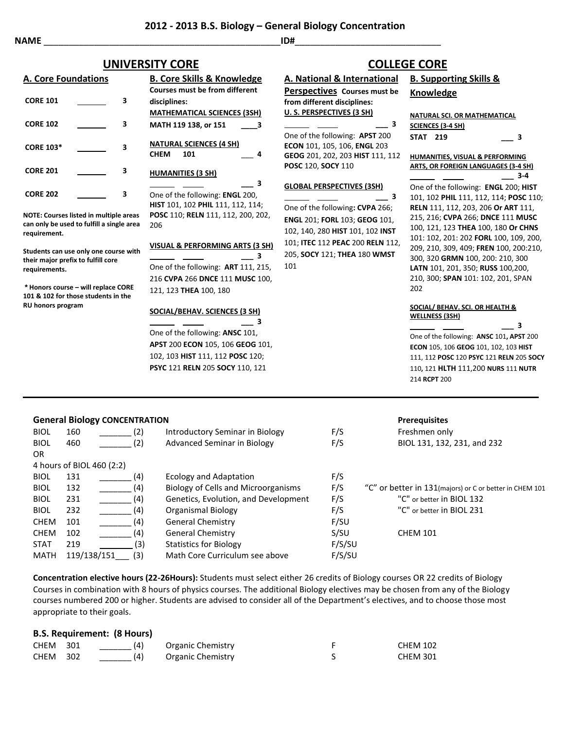# 2012 - 2013 B.S. Biology – General Biology Concentration

**NAME** ________________________________________________ **ID#**_____________________________

## UNIVERSITY CORE

### A. Core Foundations

| | | |
|---|---|---|
| **CORE 101** | _______ | **3** |
| **CORE 102** | _______ | **3** |
| **CORE 103*** | _______ | **3** |
| **CORE 201** | _______ | **3** |
| **CORE 202** | _______ | **3** |

**NOTE: Courses listed in multiple areas can only be used to fulfill a single area requirement.**

**Students can use only one course with their major prefix to fulfill core requirements.**

**\* Honors course – will replace CORE 101 & 102 for those students in the RU honors program**

### B. Core Skills & Knowledge

**Courses must be from different disciplines:**

**MATHEMATICAL SCIENCES (3SH)**
**MATH 119 138, or 151** ____**3**

**NATURAL SCIENCES (4 SH)**
**CHEM 101** ___ **4**

**HUMANITIES (3 SH)**
______ _____ ___ **3**
One of the following: **ENGL** 200, **HIST** 101, 102 **PHIL** 111, 112, 114; **POSC** 110; **RELN** 111, 112, 200, 202, 206

**VISUAL & PERFORMING ARTS (3 SH)**
______ _____ ___ **3**
One of the following: **ART** 111, 215, 216 **CVPA** 266 **DNCE** 111 **MUSC** 100, 121, 123 **THEA** 100, 180

**SOCIAL/BEHAV. SCIENCES (3 SH)**
______ _____ ___ **3**
One of the following: **ANSC** 101, **APST** 200 **ECON** 105, 106 **GEOG** 101, 102, 103 **HIST** 111, 112 **POSC** 120; **PSYC** 121 **RELN** 205 **SOCY** 110, 121

## COLLEGE CORE

### A. National & International Perspectives

**Courses must be from different disciplines:**

**U. S. PERSPECTIVES (3 SH)**
______ _____ ___ **3**
One of the following: **APST** 200 **ECON** 101, 105, 106, **ENGL** 203 **GEOG** 201, 202, 203 **HIST** 111, 112 **POSC** 120, **SOCY** 110

**GLOBAL PERSPECTIVES (3SH)**
______ _____ ___ **3**
One of the following**: CVPA** 266; **ENGL** 201; **FORL** 103; **GEOG** 101, 102, 140, 280 **HIST** 101, 102 **INST** 101; **ITEC** 112 **PEAC** 200 **RELN** 112, 205, **SOCY** 121; **THEA** 180 **WMST** 101

### B. Supporting Skills & Knowledge

**NATURAL SCI. OR MATHEMATICAL SCIENCES (3-4 SH)**
**STAT 219** ___ **3**

**HUMANITIES, VISUAL & PERFORMING ARTS, OR FOREIGN LANGUAGES (3-4 SH)**
______ _____ ___ **3-4**
One of the following: **ENGL** 200; **HIST** 101, 102 **PHIL** 111, 112, 114; **POSC** 110; **RELN** 111, 112, 203, 206 **Or ART** 111, 215, 216; **CVPA** 266; **DNCE** 111 **MUSC** 100, 121, 123 **THEA** 100, 180 **Or CHNS** 101: 102, 201: 202 **FORL** 100, 109, 200, 209, 210, 309, 409; **FREN** 100, 200:210, 300, 320 **GRMN** 100, 200: 210, 300 **LATN** 101, 201, 350; **RUSS** 100,200, 210, 300; **SPAN** 101: 102, 201, SPAN 202

**SOCIAL/ BEHAV. SCI. OR HEALTH & WELLNESS (3SH)**
______ _____ ___ **3**
One of the following: **ANSC** 101**, APST** 200 **ECON** 105, 106 **GEOG** 101, 102, 103 **HIST** 111, 112 **POSC** 120 **PSYC** 121 **RELN** 205 **SOCY** 110, 121 **HLTH** 111,200 **NURS** 111 **NUTR** 214 **RCPT** 200

---

### General Biology CONCENTRATION

| | | | | | Prerequisites |
|---|---|---|---|---|---|
| BIOL | 160 | _______ (2) | Introductory Seminar in Biology | F/S | Freshmen only |
| BIOL | 460 | _______ (2) | Advanced Seminar in Biology | F/S | BIOL 131, 132, 231, and 232 |
| OR | | | | | |
| 4 hours of BIOL 460 (2:2) | | | | | |
| BIOL | 131 | _______ (4) | Ecology and Adaptation | F/S | |
| BIOL | 132 | _______ (4) | Biology of Cells and Microorganisms | F/S | "C" or better in 131(majors) or C or better in CHEM 101 |
| BIOL | 231 | _______ (4) | Genetics, Evolution, and Development | F/S | "C" or better in BIOL 132 |
| BIOL | 232 | _______ (4) | Organismal Biology | F/S | "C" or better in BIOL 231 |
| CHEM | 101 | _______ (4) | General Chemistry | F/SU | |
| CHEM | 102 | _______ (4) | General Chemistry | S/SU | CHEM 101 |
| STAT | 219 | _______ (3) | Statistics for Biology | F/S/SU | |
| MATH | 119/138/151 | ___ (3) | Math Core Curriculum see above | F/S/SU | |

**Concentration elective hours (22-26Hours):** Students must select either 26 credits of Biology courses OR 22 credits of Biology Courses in combination with 8 hours of physics courses. The additional Biology electives may be chosen from any of the Biology courses numbered 200 or higher. Students are advised to consider all of the Department's electives, and to choose those most appropriate to their goals.

### B.S. Requirement: (8 Hours)

| | | | | | |
|---|---|---|---|---|---|
| CHEM | 301 | _______ (4) | Organic Chemistry | F | CHEM 102 |
| CHEM | 302 | _______ (4) | Organic Chemistry | S | CHEM 301 |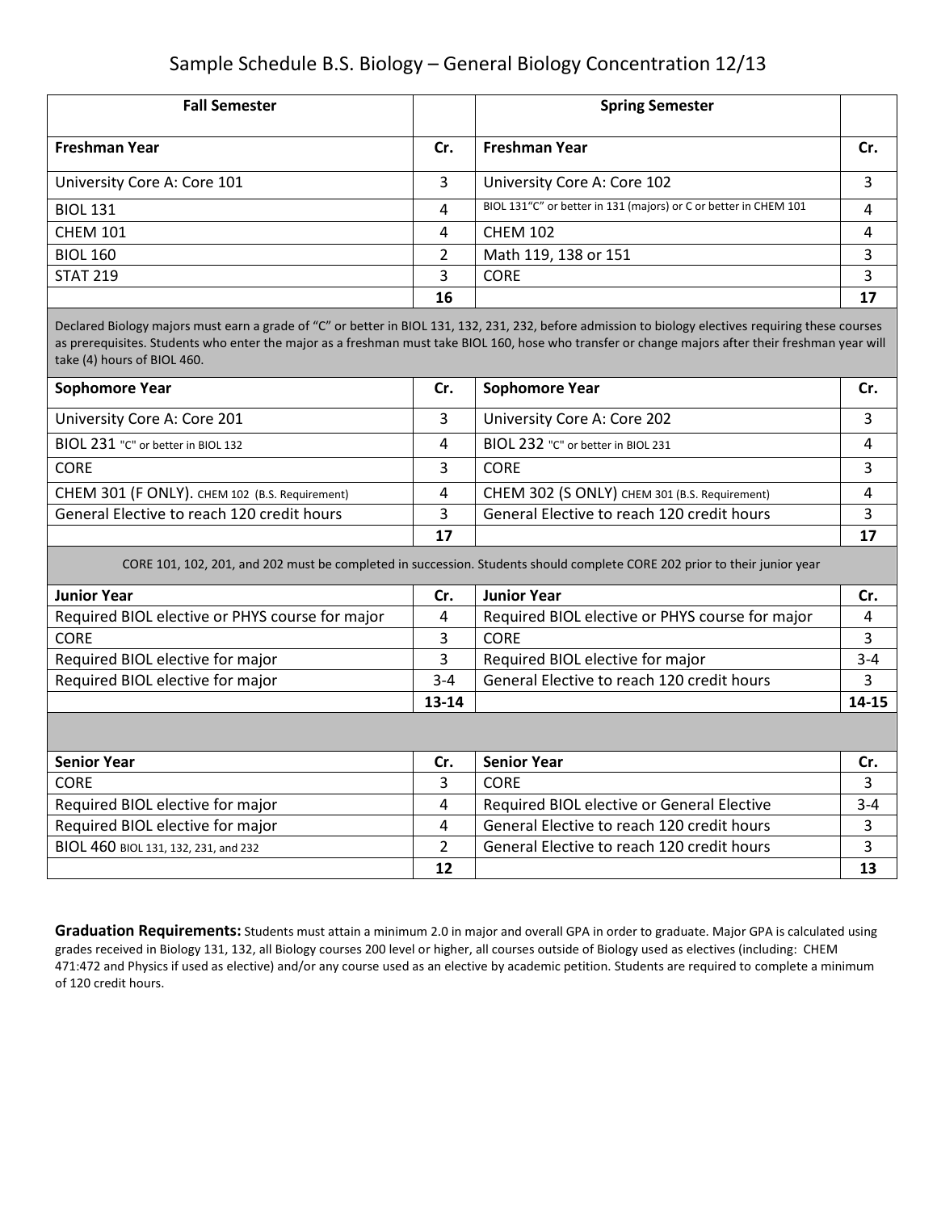# Sample Schedule B.S. Biology – General Biology Concentration 12/13

| Fall Semester | | Spring Semester | |
|---|---|---|---|
| **Freshman Year** | **Cr.** | **Freshman Year** | **Cr.** |
| University Core A: Core 101 | 3 | University Core A: Core 102 | 3 |
| BIOL 131 | 4 | BIOL 131"C" or better in 131 (majors) or C or better in CHEM 101 | 4 |
| CHEM 101 | 4 | CHEM 102 | 4 |
| BIOL 160 | 2 | Math 119, 138 or 151 | 3 |
| STAT 219 | 3 | CORE | 3 |
| | **16** | | **17** |
| Declared Biology majors must earn a grade of "C" or better in BIOL 131, 132, 231, 232, before admission to biology electives requiring these courses as prerequisites. Students who enter the major as a freshman must take BIOL 160, hose who transfer or change majors after their freshman year will take (4) hours of BIOL 460. | | | |
| **Sophomore Year** | **Cr.** | **Sophomore Year** | **Cr.** |
| University Core A: Core 201 | 3 | University Core A: Core 202 | 3 |
| BIOL 231 "C" or better in BIOL 132 | 4 | BIOL 232 "C" or better in BIOL 231 | 4 |
| CORE | 3 | CORE | 3 |
| CHEM 301 (F ONLY). CHEM 102 (B.S. Requirement) | 4 | CHEM 302 (S ONLY) CHEM 301 (B.S. Requirement) | 4 |
| General Elective to reach 120 credit hours | 3 | General Elective to reach 120 credit hours | 3 |
| | **17** | | **17** |
| CORE 101, 102, 201, and 202 must be completed in succession. Students should complete CORE 202 prior to their junior year | | | |
| **Junior Year** | **Cr.** | **Junior Year** | **Cr.** |
| Required BIOL elective or PHYS course for major | 4 | Required BIOL elective or PHYS course for major | 4 |
| CORE | 3 | CORE | 3 |
| Required BIOL elective for major | 3 | Required BIOL elective for major | 3-4 |
| Required BIOL elective for major | 3-4 | General Elective to reach 120 credit hours | 3 |
| | **13-14** | | **14-15** |
| **Senior Year** | **Cr.** | **Senior Year** | **Cr.** |
| CORE | 3 | CORE | 3 |
| Required BIOL elective for major | 4 | Required BIOL elective or General Elective | 3-4 |
| Required BIOL elective for major | 4 | General Elective to reach 120 credit hours | 3 |
| BIOL 460 BIOL 131, 132, 231, and 232 | 2 | General Elective to reach 120 credit hours | 3 |
| | **12** | | **13** |

**Graduation Requirements:** Students must attain a minimum 2.0 in major and overall GPA in order to graduate. Major GPA is calculated using grades received in Biology 131, 132, all Biology courses 200 level or higher, all courses outside of Biology used as electives (including: CHEM 471:472 and Physics if used as elective) and/or any course used as an elective by academic petition. Students are required to complete a minimum of 120 credit hours.